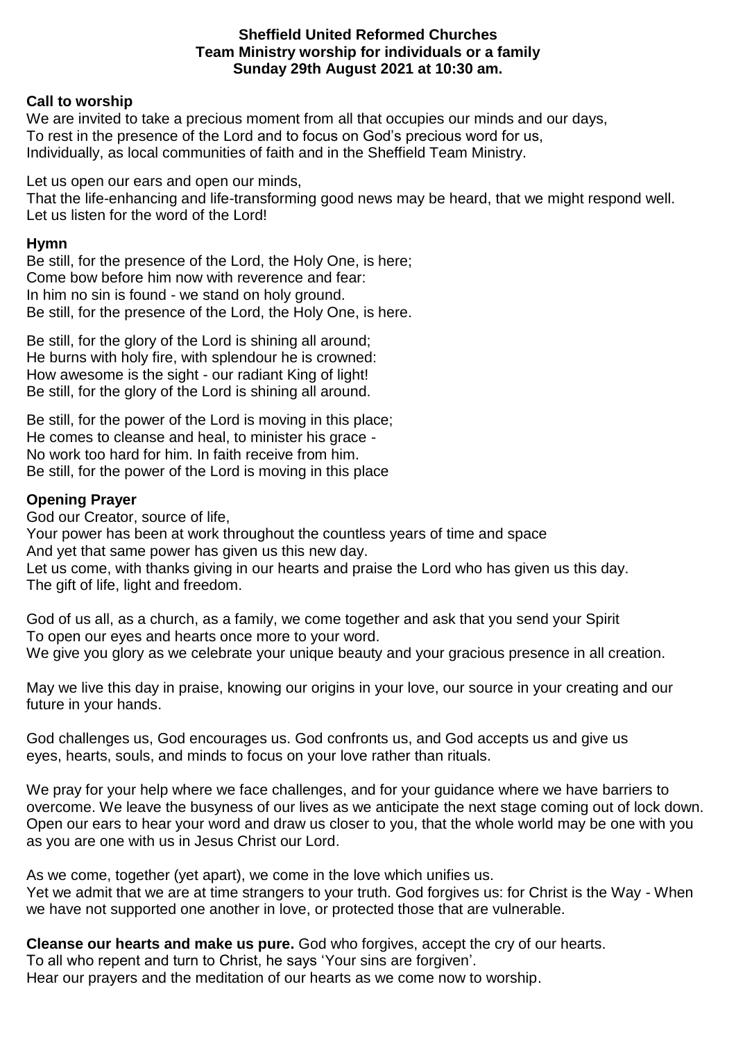**Sheffield United Reformed Churches**
**Team Ministry worship for individuals or a family**
**Sunday 29th August 2021 at 10:30 am.**

**Call to worship**

We are invited to take a precious moment from all that occupies our minds and our days,
To rest in the presence of the Lord and to focus on God's precious word for us,
Individually, as local communities of faith and in the Sheffield Team Ministry.

Let us open our ears and open our minds,
That the life-enhancing and life-transforming good news may be heard, that we might respond well.
Let us listen for the word of the Lord!

**Hymn**

Be still, for the presence of the Lord, the Holy One, is here;
Come bow before him now with reverence and fear:
In him no sin is found - we stand on holy ground.
Be still, for the presence of the Lord, the Holy One, is here.

Be still, for the glory of the Lord is shining all around;
He burns with holy fire, with splendour he is crowned:
How awesome is the sight - our radiant King of light!
Be still, for the glory of the Lord is shining all around.

Be still, for the power of the Lord is moving in this place;
He comes to cleanse and heal, to minister his grace -
No work too hard for him. In faith receive from him.
Be still, for the power of the Lord is moving in this place

**Opening Prayer**

God our Creator, source of life,
Your power has been at work throughout the countless years of time and space
And yet that same power has given us this new day.
Let us come, with thanks giving in our hearts and praise the Lord who has given us this day.
The gift of life, light and freedom.

God of us all, as a church, as a family, we come together and ask that you send your Spirit
To open our eyes and hearts once more to your word.
We give you glory as we celebrate your unique beauty and your gracious presence in all creation.

May we live this day in praise, knowing our origins in your love, our source in your creating and our future in your hands.

God challenges us, God encourages us. God confronts us, and God accepts us and give us eyes, hearts, souls, and minds to focus on your love rather than rituals.

We pray for your help where we face challenges, and for your guidance where we have barriers to overcome. We leave the busyness of our lives as we anticipate the next stage coming out of lock down. Open our ears to hear your word and draw us closer to you, that the whole world may be one with you as you are one with us in Jesus Christ our Lord.

As we come, together (yet apart), we come in the love which unifies us.
Yet we admit that we are at time strangers to your truth. God forgives us: for Christ is the Way - When we have not supported one another in love, or protected those that are vulnerable.

**Cleanse our hearts and make us pure.** God who forgives, accept the cry of our hearts.
To all who repent and turn to Christ, he says 'Your sins are forgiven'.
Hear our prayers and the meditation of our hearts as we come now to worship.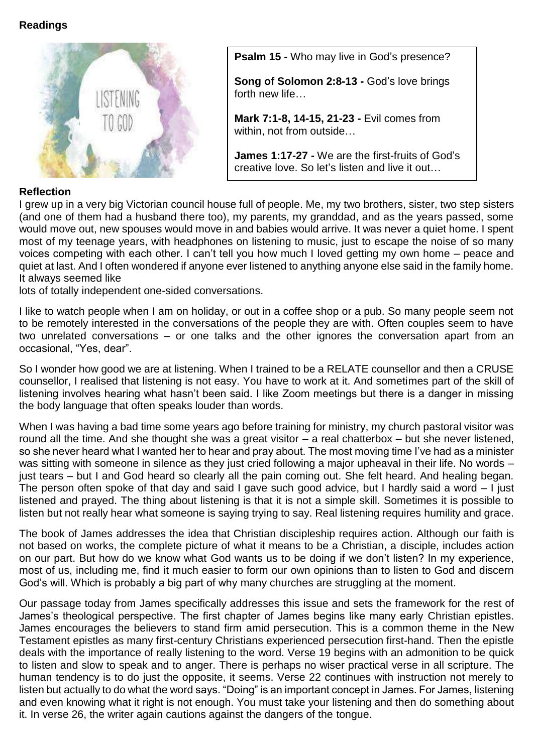**Readings**

**Psalm 15 -** Who may live in God's presence?

**Song of Solomon 2:8-13 -** God's love brings forth new life…

**Mark 7:1-8, 14-15, 21-23 -** Evil comes from within, not from outside…

**James 1:17-27 -** We are the first-fruits of God's creative love. So let's listen and live it out…

**Reflection**

I grew up in a very big Victorian council house full of people. Me, my two brothers, sister, two step sisters (and one of them had a husband there too), my parents, my granddad, and as the years passed, some would move out, new spouses would move in and babies would arrive. It was never a quiet home. I spent most of my teenage years, with headphones on listening to music, just to escape the noise of so many voices competing with each other. I can't tell you how much I loved getting my own home – peace and quiet at last. And I often wondered if anyone ever listened to anything anyone else said in the family home. It always seemed like
lots of totally independent one-sided conversations.

I like to watch people when I am on holiday, or out in a coffee shop or a pub. So many people seem not to be remotely interested in the conversations of the people they are with. Often couples seem to have two unrelated conversations – or one talks and the other ignores the conversation apart from an occasional, "Yes, dear".

So I wonder how good we are at listening. When I trained to be a RELATE counsellor and then a CRUSE counsellor, I realised that listening is not easy. You have to work at it. And sometimes part of the skill of listening involves hearing what hasn't been said. I like Zoom meetings but there is a danger in missing the body language that often speaks louder than words.

When I was having a bad time some years ago before training for ministry, my church pastoral visitor was round all the time. And she thought she was a great visitor – a real chatterbox – but she never listened, so she never heard what I wanted her to hear and pray about. The most moving time I've had as a minister was sitting with someone in silence as they just cried following a major upheaval in their life. No words – just tears – but I and God heard so clearly all the pain coming out. She felt heard. And healing began. The person often spoke of that day and said I gave such good advice, but I hardly said a word – I just listened and prayed. The thing about listening is that it is not a simple skill. Sometimes it is possible to listen but not really hear what someone is saying trying to say. Real listening requires humility and grace.

The book of James addresses the idea that Christian discipleship requires action. Although our faith is not based on works, the complete picture of what it means to be a Christian, a disciple, includes action on our part. But how do we know what God wants us to be doing if we don't listen? In my experience, most of us, including me, find it much easier to form our own opinions than to listen to God and discern God's will. Which is probably a big part of why many churches are struggling at the moment.

Our passage today from James specifically addresses this issue and sets the framework for the rest of James's theological perspective. The first chapter of James begins like many early Christian epistles. James encourages the believers to stand firm amid persecution. This is a common theme in the New Testament epistles as many first-century Christians experienced persecution first-hand. Then the epistle deals with the importance of really listening to the word. Verse 19 begins with an admonition to be quick to listen and slow to speak and to anger. There is perhaps no wiser practical verse in all scripture. The human tendency is to do just the opposite, it seems. Verse 22 continues with instruction not merely to listen but actually to do what the word says. "Doing" is an important concept in James. For James, listening and even knowing what it right is not enough. You must take your listening and then do something about it. In verse 26, the writer again cautions against the dangers of the tongue.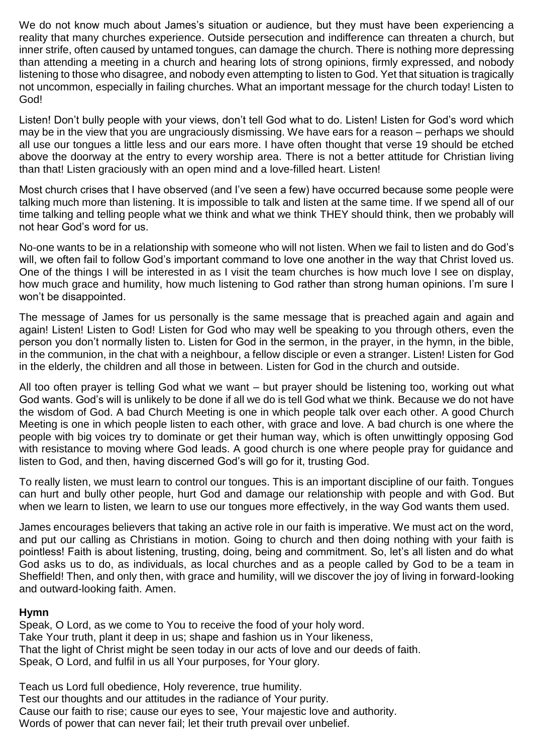We do not know much about James's situation or audience, but they must have been experiencing a reality that many churches experience. Outside persecution and indifference can threaten a church, but inner strife, often caused by untamed tongues, can damage the church. There is nothing more depressing than attending a meeting in a church and hearing lots of strong opinions, firmly expressed, and nobody listening to those who disagree, and nobody even attempting to listen to God. Yet that situation is tragically not uncommon, especially in failing churches. What an important message for the church today! Listen to God!

Listen! Don't bully people with your views, don't tell God what to do. Listen! Listen for God's word which may be in the view that you are ungraciously dismissing. We have ears for a reason – perhaps we should all use our tongues a little less and our ears more. I have often thought that verse 19 should be etched above the doorway at the entry to every worship area. There is not a better attitude for Christian living than that! Listen graciously with an open mind and a love-filled heart. Listen!

Most church crises that I have observed (and I've seen a few) have occurred because some people were talking much more than listening. It is impossible to talk and listen at the same time. If we spend all of our time talking and telling people what we think and what we think THEY should think, then we probably will not hear God's word for us.

No-one wants to be in a relationship with someone who will not listen. When we fail to listen and do God's will, we often fail to follow God's important command to love one another in the way that Christ loved us. One of the things I will be interested in as I visit the team churches is how much love I see on display, how much grace and humility, how much listening to God rather than strong human opinions. I'm sure I won't be disappointed.

The message of James for us personally is the same message that is preached again and again and again! Listen! Listen to God! Listen for God who may well be speaking to you through others, even the person you don't normally listen to. Listen for God in the sermon, in the prayer, in the hymn, in the bible, in the communion, in the chat with a neighbour, a fellow disciple or even a stranger. Listen! Listen for God in the elderly, the children and all those in between. Listen for God in the church and outside.

All too often prayer is telling God what we want – but prayer should be listening too, working out what God wants. God's will is unlikely to be done if all we do is tell God what we think. Because we do not have the wisdom of God. A bad Church Meeting is one in which people talk over each other. A good Church Meeting is one in which people listen to each other, with grace and love. A bad church is one where the people with big voices try to dominate or get their human way, which is often unwittingly opposing God with resistance to moving where God leads. A good church is one where people pray for guidance and listen to God, and then, having discerned God's will go for it, trusting God.

To really listen, we must learn to control our tongues. This is an important discipline of our faith. Tongues can hurt and bully other people, hurt God and damage our relationship with people and with God. But when we learn to listen, we learn to use our tongues more effectively, in the way God wants them used.

James encourages believers that taking an active role in our faith is imperative. We must act on the word, and put our calling as Christians in motion. Going to church and then doing nothing with your faith is pointless! Faith is about listening, trusting, doing, being and commitment. So, let's all listen and do what God asks us to do, as individuals, as local churches and as a people called by God to be a team in Sheffield! Then, and only then, with grace and humility, will we discover the joy of living in forward-looking and outward-looking faith. Amen.

**Hymn**

Speak, O Lord, as we come to You to receive the food of your holy word.
Take Your truth, plant it deep in us; shape and fashion us in Your likeness,
That the light of Christ might be seen today in our acts of love and our deeds of faith.
Speak, O Lord, and fulfil in us all Your purposes, for Your glory.

Teach us Lord full obedience, Holy reverence, true humility.
Test our thoughts and our attitudes in the radiance of Your purity.
Cause our faith to rise; cause our eyes to see, Your majestic love and authority.
Words of power that can never fail; let their truth prevail over unbelief.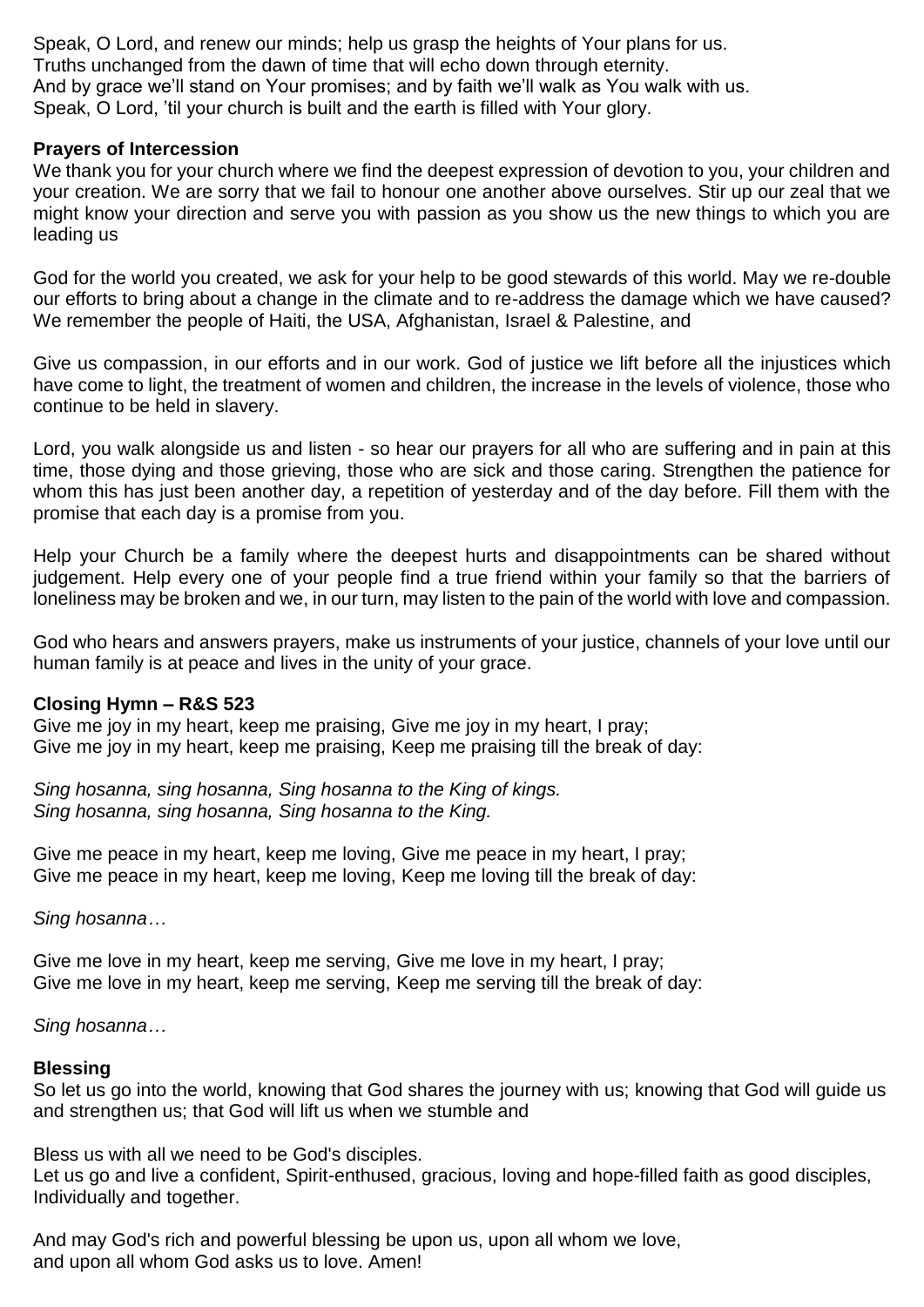Speak, O Lord, and renew our minds; help us grasp the heights of Your plans for us.
Truths unchanged from the dawn of time that will echo down through eternity.
And by grace we'll stand on Your promises; and by faith we'll walk as You walk with us.
Speak, O Lord, 'til your church is built and the earth is filled with Your glory.

**Prayers of Intercession**

We thank you for your church where we find the deepest expression of devotion to you, your children and your creation. We are sorry that we fail to honour one another above ourselves. Stir up our zeal that we might know your direction and serve you with passion as you show us the new things to which you are leading us

God for the world you created, we ask for your help to be good stewards of this world. May we re-double our efforts to bring about a change in the climate and to re-address the damage which we have caused? We remember the people of Haiti, the USA, Afghanistan, Israel & Palestine, and

Give us compassion, in our efforts and in our work. God of justice we lift before all the injustices which have come to light, the treatment of women and children, the increase in the levels of violence, those who continue to be held in slavery.

Lord, you walk alongside us and listen - so hear our prayers for all who are suffering and in pain at this time, those dying and those grieving, those who are sick and those caring. Strengthen the patience for whom this has just been another day, a repetition of yesterday and of the day before. Fill them with the promise that each day is a promise from you.

Help your Church be a family where the deepest hurts and disappointments can be shared without judgement. Help every one of your people find a true friend within your family so that the barriers of loneliness may be broken and we, in our turn, may listen to the pain of the world with love and compassion.

God who hears and answers prayers, make us instruments of your justice, channels of your love until our human family is at peace and lives in the unity of your grace.

**Closing Hymn – R&S 523**

Give me joy in my heart, keep me praising, Give me joy in my heart, I pray;
Give me joy in my heart, keep me praising, Keep me praising till the break of day:

*Sing hosanna, sing hosanna, Sing hosanna to the King of kings.*
*Sing hosanna, sing hosanna, Sing hosanna to the King.*

Give me peace in my heart, keep me loving, Give me peace in my heart, I pray;
Give me peace in my heart, keep me loving, Keep me loving till the break of day:

*Sing hosanna…*

Give me love in my heart, keep me serving, Give me love in my heart, I pray;
Give me love in my heart, keep me serving, Keep me serving till the break of day:

*Sing hosanna…*

**Blessing**

So let us go into the world, knowing that God shares the journey with us; knowing that God will guide us and strengthen us; that God will lift us when we stumble and

Bless us with all we need to be God's disciples.
Let us go and live a confident, Spirit-enthused, gracious, loving and hope-filled faith as good disciples, Individually and together.

And may God's rich and powerful blessing be upon us, upon all whom we love,
and upon all whom God asks us to love. Amen!